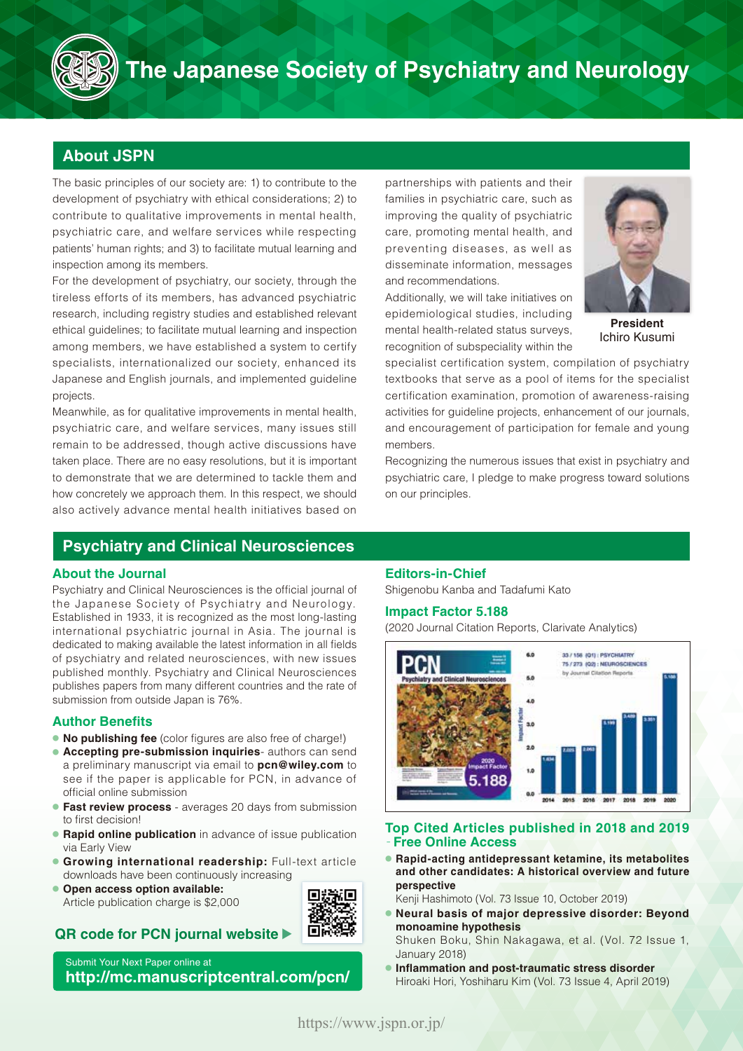# The Japanese Society of Psychiatry and Neurology

## About JSPN

The basic principles of our society are: 1) to contribute to the development of psychiatry with ethical considerations; 2) to contribute to qualitative improvements in mental health, psychiatric care, and welfare services while respecting patients' human rights; and 3) to facilitate mutual learning and inspection among its members.

For the development of psychiatry, our society, through the tireless efforts of its members, has advanced psychiatric research, including registry studies and established relevant ethical guidelines; to facilitate mutual learning and inspection among members, we have established a system to certify specialists, internationalized our society, enhanced its Japanese and English journals, and implemented guideline projects.

Meanwhile, as for qualitative improvements in mental health, psychiatric care, and welfare services, many issues still remain to be addressed, though active discussions have taken place. There are no easy resolutions, but it is important to demonstrate that we are determined to tackle them and how concretely we approach them. In this respect, we should also actively advance mental health initiatives based on partnerships with patients and their families in psychiatric care, such as improving the quality of psychiatric care, promoting mental health, and preventing diseases, as well as disseminate information, messages and recommendations.

Additionally, we will take initiatives on epidemiological studies, including mental health-related status surveys, recognition of subspeciality within the specialist certification system, compilation of psychiatry textbooks that serve as a pool of items for the specialist certification examination, promotion of awareness-raising activities for guideline projects, enhancement of our journals, and encouragement of participation for female and young members.

Recognizing the numerous issues that exist in psychiatry and psychiatric care, I pledge to make progress toward solutions on our principles.

**President**
Ichiro Kusumi

## Psychiatry and Clinical Neurosciences

### About the Journal

Psychiatry and Clinical Neurosciences is the official journal of the Japanese Society of Psychiatry and Neurology. Established in 1933, it is recognized as the most long-lasting international psychiatric journal in Asia. The journal is dedicated to making available the latest information in all fields of psychiatry and related neurosciences, with new issues published monthly. Psychiatry and Clinical Neurosciences publishes papers from many different countries and the rate of submission from outside Japan is 76%.

### Author Benefits

- **No publishing fee** (color figures are also free of charge!)
- **Accepting pre-submission inquiries**- authors can send a preliminary manuscript via email to **pcn@wiley.com** to see if the paper is applicable for PCN, in advance of official online submission
- **Fast review process** - averages 20 days from submission to first decision!
- **Rapid online publication** in advance of issue publication via Early View
- **Growing international readership:** Full-text article downloads have been continuously increasing
- **Open access option available:** Article publication charge is $2,000

**QR code for PCN journal website ▶**

Submit Your Next Paper online at
**http://mc.manuscriptcentral.com/pcn/**

### Editors-in-Chief

Shigenobu Kanba and Tadafumi Kato

### Impact Factor 5.188

(2020 Journal Citation Reports, Clarivate Analytics)

PCN
Psychiatry and Clinical Neurosciences
2020 Impact Factor
5.188

33 / 156 (Q1) : PSYCHIATRY
75 / 273 (Q2) : NEUROSCIENCES
by Journal Citation Reports

Impact Factor
6.0
5.0
4.0
3.0
2.0
1.0
0.0

1.634
2.025
2.063
3.199
3.489
3.351
5.188

2014 2015 2016 2017 2018 2019 2020

### Top Cited Articles published in 2018 and 2019 - Free Online Access

- **Rapid-acting antidepressant ketamine, its metabolites and other candidates: A historical overview and future perspective**
  Kenji Hashimoto (Vol. 73 Issue 10, October 2019)
- **Neural basis of major depressive disorder: Beyond monoamine hypothesis**
  Shuken Boku, Shin Nakagawa, et al. (Vol. 72 Issue 1, January 2018)
- **Inflammation and post-traumatic stress disorder**
  Hiroaki Hori, Yoshiharu Kim (Vol. 73 Issue 4, April 2019)

https://www.jspn.or.jp/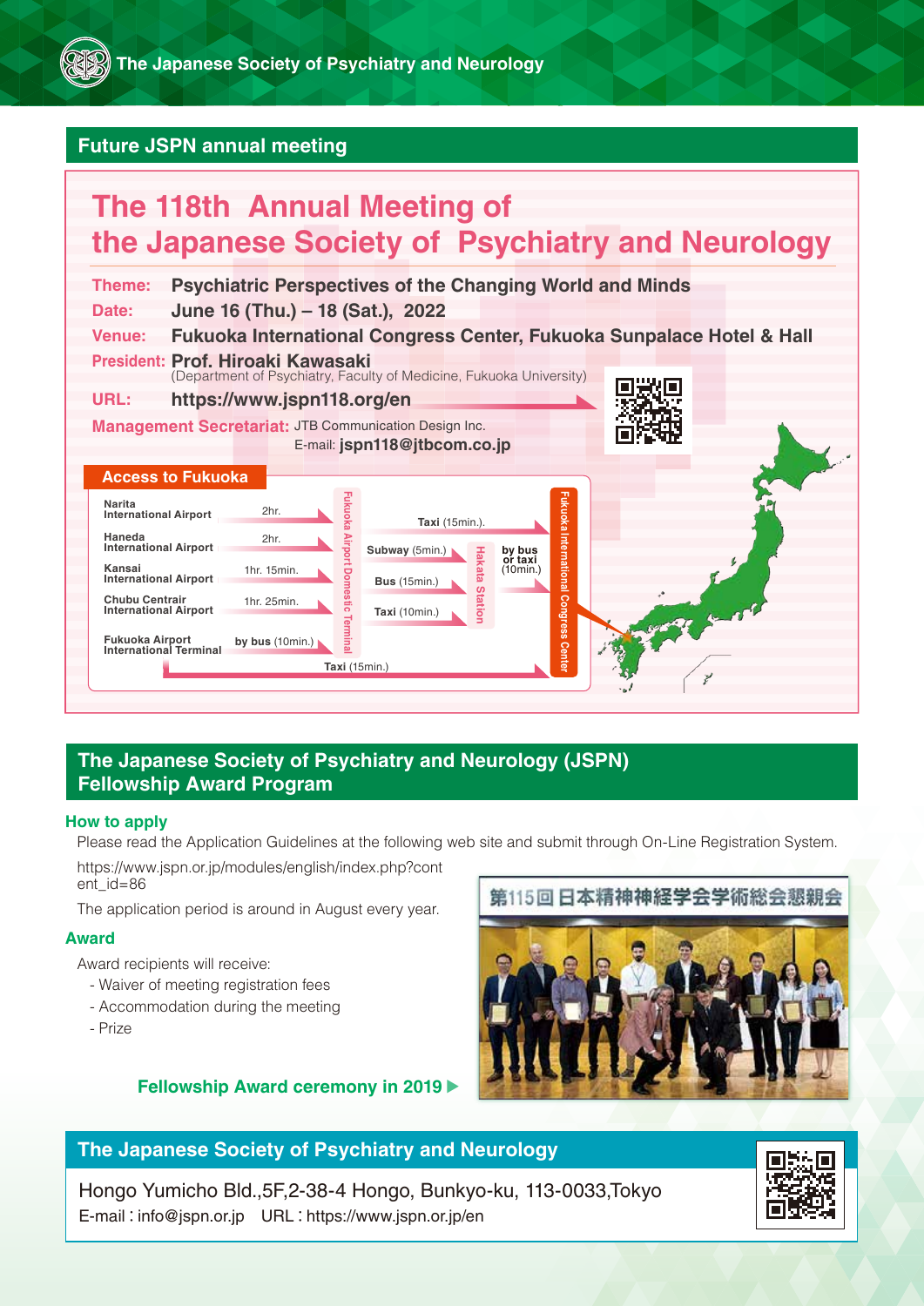The Japanese Society of Psychiatry and Neurology

## Future JSPN annual meeting

# The 118th Annual Meeting of the Japanese Society of Psychiatry and Neurology

**Theme:** Psychiatric Perspectives of the Changing World and Minds

**Date:** June 16 (Thu.) – 18 (Sat.), 2022

**Venue:** Fukuoka International Congress Center, Fukuoka Sunpalace Hotel & Hall

**President:** Prof. Hiroaki Kawasaki
(Department of Psychiatry, Faculty of Medicine, Fukuoka University)

**URL:** https://www.jspn118.org/en

**Management Secretariat:** JTB Communication Design Inc.
E-mail: **jspn118@jtbcom.co.jp**

### Access to Fukuoka

Narita International Airport — 2hr. → Fukuoka Airport Domestic Terminal

Haneda International Airport — 2hr. → Fukuoka Airport Domestic Terminal

Kansai International Airport — 1hr. 15min. → Fukuoka Airport Domestic Terminal

Chubu Centrair International Airport — 1hr. 25min. → Fukuoka Airport Domestic Terminal

Fukuoka Airport International Terminal — by bus (10min.) → Fukuoka Airport Domestic Terminal

Fukuoka Airport Domestic Terminal — Taxi (15min.) → Fukuoka International Congress Center

Fukuoka Airport Domestic Terminal — Subway (5min.) / Bus (15min.) / Taxi (10min.) → Hakata Station

Hakata Station — by bus or taxi (10min.) → Fukuoka International Congress Center

Fukuoka Airport International Terminal — Taxi (15min.) → Fukuoka International Congress Center

## The Japanese Society of Psychiatry and Neurology (JSPN) Fellowship Award Program

### How to apply

Please read the Application Guidelines at the following web site and submit through On-Line Registration System.

https://www.jspn.or.jp/modules/english/index.php?content_id=86

The application period is around in August every year.

### Award

Award recipients will receive:

- Waiver of meeting registration fees
- Accommodation during the meeting
- Prize

Fellowship Award ceremony in 2019 ▶

第115回 日本精神神経学会学術総会懇親会

## The Japanese Society of Psychiatry and Neurology

Hongo Yumicho Bld.,5F,2-38-4 Hongo, Bunkyo-ku, 113-0033,Tokyo

E-mail : info@jspn.or.jp URL : https://www.jspn.or.jp/en